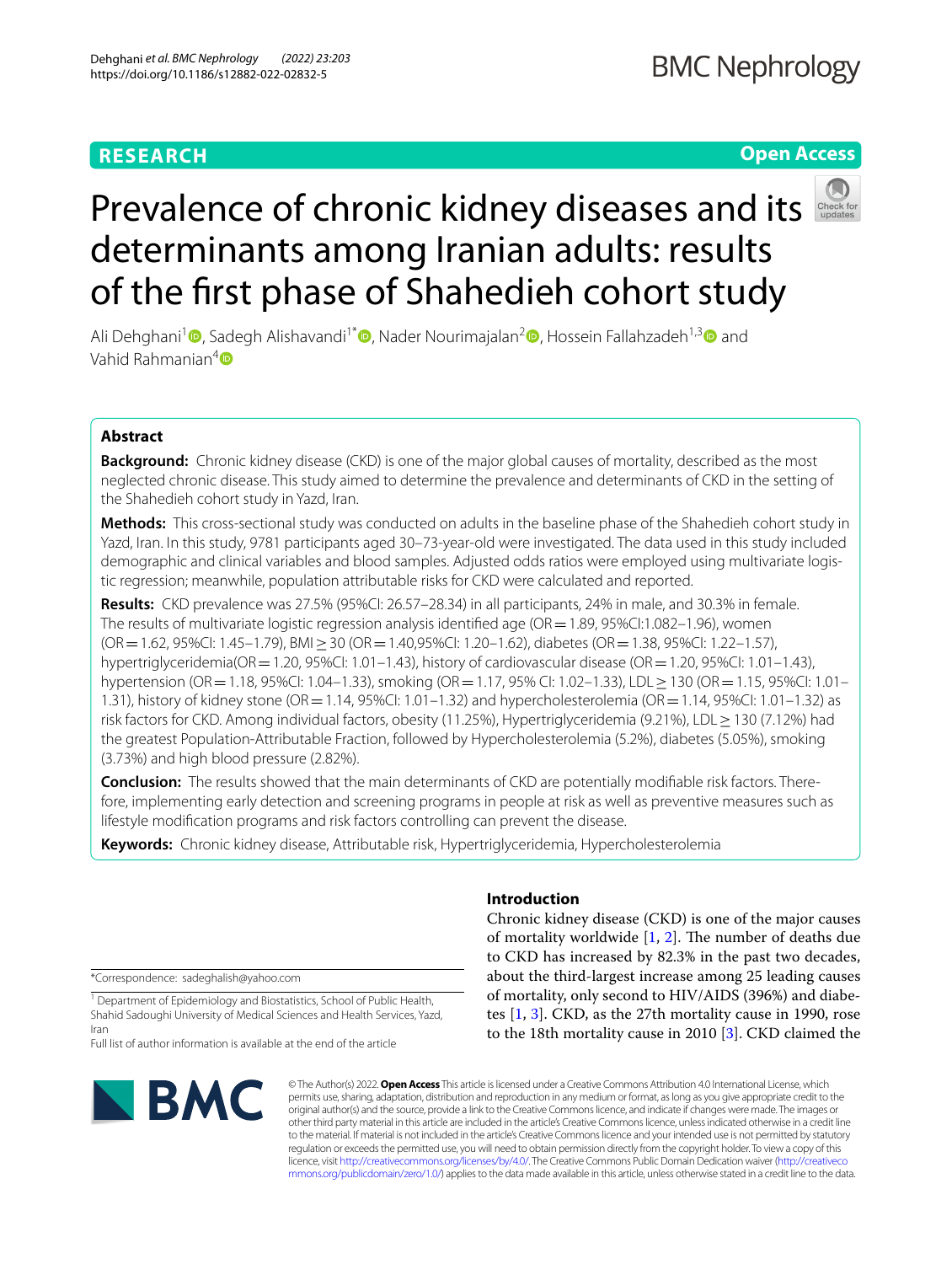RESEARCH

Open Access

# Prevalence of chronic kidney diseases and its determinants among Iranian adults: results of the first phase of Shahedieh cohort study

Ali Dehghani[1], Sadegh Alishavandi[1*], Nader Nourimajalan[2], Hossein Fallahzadeh[1,3] and Vahid Rahmanian[4]

## Abstract

**Background:** Chronic kidney disease (CKD) is one of the major global causes of mortality, described as the most neglected chronic disease. This study aimed to determine the prevalence and determinants of CKD in the setting of the Shahedieh cohort study in Yazd, Iran.

**Methods:** This cross-sectional study was conducted on adults in the baseline phase of the Shahedieh cohort study in Yazd, Iran. In this study, 9781 participants aged 30–73-year-old were investigated. The data used in this study included demographic and clinical variables and blood samples. Adjusted odds ratios were employed using multivariate logistic regression; meanwhile, population attributable risks for CKD were calculated and reported.

**Results:** CKD prevalence was 27.5% (95%CI: 26.57–28.34) in all participants, 24% in male, and 30.3% in female. The results of multivariate logistic regression analysis identified age (OR = 1.89, 95%CI:1.082–1.96), women (OR = 1.62, 95%CI: 1.45–1.79), BMI ≥ 30 (OR = 1.40,95%CI: 1.20–1.62), diabetes (OR = 1.38, 95%CI: 1.22–1.57), hypertriglyceridemia(OR = 1.20, 95%CI: 1.01–1.43), history of cardiovascular disease (OR = 1.20, 95%CI: 1.01–1.43), hypertension (OR = 1.18, 95%CI: 1.04–1.33), smoking (OR = 1.17, 95% CI: 1.02–1.33), LDL ≥ 130 (OR = 1.15, 95%CI: 1.01–1.31), history of kidney stone (OR = 1.14, 95%CI: 1.01–1.32) and hypercholesterolemia (OR = 1.14, 95%CI: 1.01–1.32) as risk factors for CKD. Among individual factors, obesity (11.25%), Hypertriglyceridemia (9.21%), LDL ≥ 130 (7.12%) had the greatest Population-Attributable Fraction, followed by Hypercholesterolemia (5.2%), diabetes (5.05%), smoking (3.73%) and high blood pressure (2.82%).

**Conclusion:** The results showed that the main determinants of CKD are potentially modifiable risk factors. Therefore, implementing early detection and screening programs in people at risk as well as preventive measures such as lifestyle modification programs and risk factors controlling can prevent the disease.

**Keywords:** Chronic kidney disease, Attributable risk, Hypertriglyceridemia, Hypercholesterolemia

## Introduction

Chronic kidney disease (CKD) is one of the major causes of mortality worldwide [1, 2]. The number of deaths due to CKD has increased by 82.3% in the past two decades, about the third-largest increase among 25 leading causes of mortality, only second to HIV/AIDS (396%) and diabetes [1, 3]. CKD, as the 27th mortality cause in 1990, rose to the 18th mortality cause in 2010 [3]. CKD claimed the

*Correspondence: sadeghalish@yahoo.com

[1] Department of Epidemiology and Biostatistics, School of Public Health, Shahid Sadoughi University of Medical Sciences and Health Services, Yazd, Iran

Full list of author information is available at the end of the article

© The Author(s) 2022. **Open Access** This article is licensed under a Creative Commons Attribution 4.0 International License, which permits use, sharing, adaptation, distribution and reproduction in any medium or format, as long as you give appropriate credit to the original author(s) and the source, provide a link to the Creative Commons licence, and indicate if changes were made. The images or other third party material in this article are included in the article's Creative Commons licence, unless indicated otherwise in a credit line to the material. If material is not included in the article's Creative Commons licence and your intended use is not permitted by statutory regulation or exceeds the permitted use, you will need to obtain permission directly from the copyright holder. To view a copy of this licence, visit http://creativecommons.org/licenses/by/4.0/. The Creative Commons Public Domain Dedication waiver (http://creativecommons.org/publicdomain/zero/1.0/) applies to the data made available in this article, unless otherwise stated in a credit line to the data.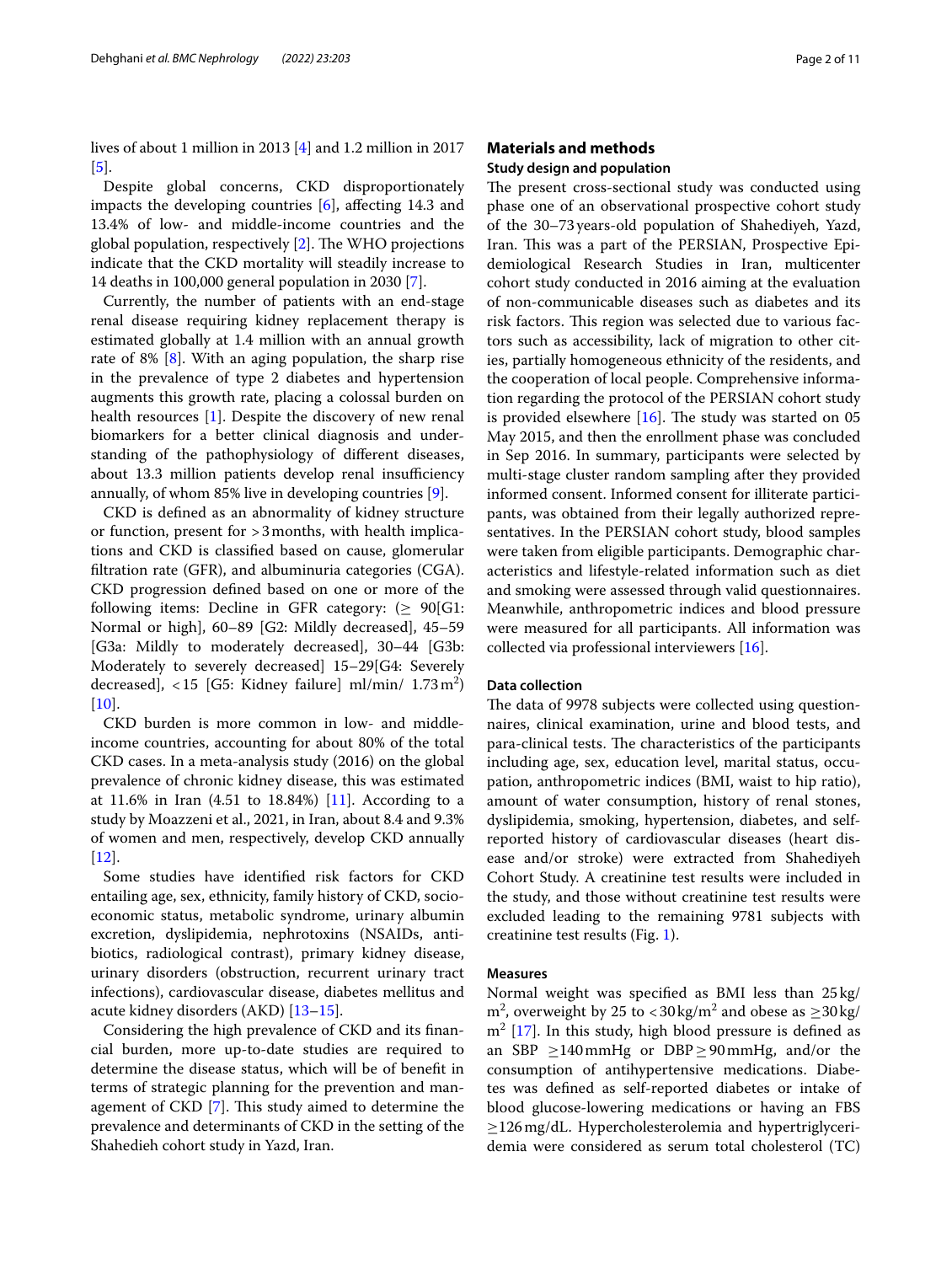lives of about 1 million in 2013 [4] and 1.2 million in 2017 [5].

Despite global concerns, CKD disproportionately impacts the developing countries [6], affecting 14.3 and 13.4% of low- and middle-income countries and the global population, respectively [2]. The WHO projections indicate that the CKD mortality will steadily increase to 14 deaths in 100,000 general population in 2030 [7].

Currently, the number of patients with an end-stage renal disease requiring kidney replacement therapy is estimated globally at 1.4 million with an annual growth rate of 8% [8]. With an aging population, the sharp rise in the prevalence of type 2 diabetes and hypertension augments this growth rate, placing a colossal burden on health resources [1]. Despite the discovery of new renal biomarkers for a better clinical diagnosis and understanding of the pathophysiology of different diseases, about 13.3 million patients develop renal insufficiency annually, of whom 85% live in developing countries [9].

CKD is defined as an abnormality of kidney structure or function, present for >3 months, with health implications and CKD is classified based on cause, glomerular filtration rate (GFR), and albuminuria categories (CGA). CKD progression defined based on one or more of the following items: Decline in GFR category: (≥ 90[G1: Normal or high], 60–89 [G2: Mildly decreased], 45–59 [G3a: Mildly to moderately decreased], 30–44 [G3b: Moderately to severely decreased] 15–29[G4: Severely decreased], <15 [G5: Kidney failure] ml/min/ 1.73 $m^2$) [10].

CKD burden is more common in low- and middle-income countries, accounting for about 80% of the total CKD cases. In a meta-analysis study (2016) on the global prevalence of chronic kidney disease, this was estimated at 11.6% in Iran (4.51 to 18.84%) [11]. According to a study by Moazzeni et al., 2021, in Iran, about 8.4 and 9.3% of women and men, respectively, develop CKD annually [12].

Some studies have identified risk factors for CKD entailing age, sex, ethnicity, family history of CKD, socioeconomic status, metabolic syndrome, urinary albumin excretion, dyslipidemia, nephrotoxins (NSAIDs, antibiotics, radiological contrast), primary kidney disease, urinary disorders (obstruction, recurrent urinary tract infections), cardiovascular disease, diabetes mellitus and acute kidney disorders (AKD) [13–15].

Considering the high prevalence of CKD and its financial burden, more up-to-date studies are required to determine the disease status, which will be of benefit in terms of strategic planning for the prevention and management of CKD [7]. This study aimed to determine the prevalence and determinants of CKD in the setting of the Shahedieh cohort study in Yazd, Iran.

## Materials and methods

### Study design and population

The present cross-sectional study was conducted using phase one of an observational prospective cohort study of the 30–73 years-old population of Shahediyeh, Yazd, Iran. This was a part of the PERSIAN, Prospective Epidemiological Research Studies in Iran, multicenter cohort study conducted in 2016 aiming at the evaluation of non-communicable diseases such as diabetes and its risk factors. This region was selected due to various factors such as accessibility, lack of migration to other cities, partially homogeneous ethnicity of the residents, and the cooperation of local people. Comprehensive information regarding the protocol of the PERSIAN cohort study is provided elsewhere [16]. The study was started on 05 May 2015, and then the enrollment phase was concluded in Sep 2016. In summary, participants were selected by multi-stage cluster random sampling after they provided informed consent. Informed consent for illiterate participants, was obtained from their legally authorized representatives. In the PERSIAN cohort study, blood samples were taken from eligible participants. Demographic characteristics and lifestyle-related information such as diet and smoking were assessed through valid questionnaires. Meanwhile, anthropometric indices and blood pressure were measured for all participants. All information was collected via professional interviewers [16].

### Data collection

The data of 9978 subjects were collected using questionnaires, clinical examination, urine and blood tests, and para-clinical tests. The characteristics of the participants including age, sex, education level, marital status, occupation, anthropometric indices (BMI, waist to hip ratio), amount of water consumption, history of renal stones, dyslipidemia, smoking, hypertension, diabetes, and self-reported history of cardiovascular diseases (heart disease and/or stroke) were extracted from Shahediyeh Cohort Study. A creatinine test results were included in the study, and those without creatinine test results were excluded leading to the remaining 9781 subjects with creatinine test results (Fig. 1).

### Measures

Normal weight was specified as BMI less than 25 kg/ $m^2$, overweight by 25 to <30 kg/$m^2$ and obese as ≥30 kg/ $m^2$ [17]. In this study, high blood pressure is defined as an SBP ≥140 mmHg or DBP ≥ 90 mmHg, and/or the consumption of antihypertensive medications. Diabetes was defined as self-reported diabetes or intake of blood glucose-lowering medications or having an FBS ≥126 mg/dL. Hypercholesterolemia and hypertriglyceridemia were considered as serum total cholesterol (TC)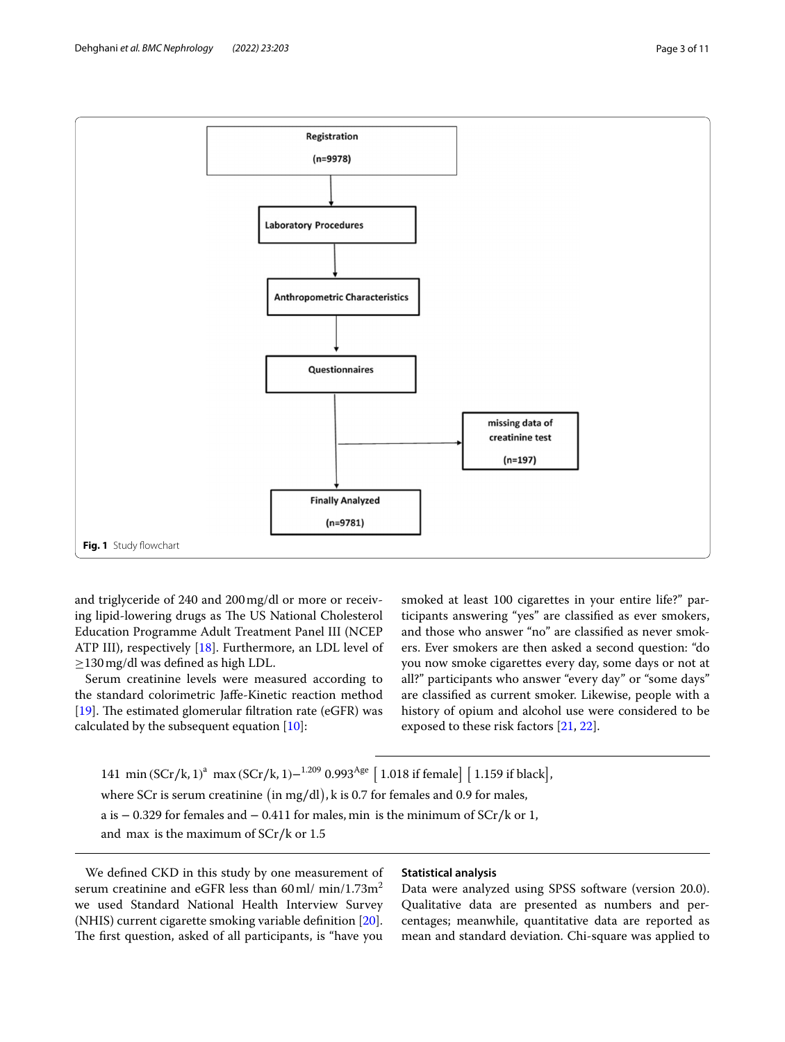Registration

(n=9978)

Laboratory Procedures

Anthropometric Characteristics

Questionnaires

missing data of creatinine test

(n=197)

Finally Analyzed

(n=9781)

**Fig. 1** Study flowchart

and triglyceride of 240 and 200 mg/dl or more or receiving lipid-lowering drugs as The US National Cholesterol Education Programme Adult Treatment Panel III (NCEP ATP III), respectively [18]. Furthermore, an LDL level of ≥130 mg/dl was defined as high LDL.

Serum creatinine levels were measured according to the standard colorimetric Jaffe-Kinetic reaction method [19]. The estimated glomerular filtration rate (eGFR) was calculated by the subsequent equation [10]:

$$141 \ \min(\mathrm{SCr}/k, 1)^{a} \ \max(\mathrm{SCr}/k, 1)^{-1.209} \ 0.993^{\mathrm{Age}} \ [1.018 \text{ if female}] \ [1.159 \text{ if black}],$$

where SCr is serum creatinine (in mg/dl), k is 0.7 for females and 0.9 for males, a is − 0.329 for females and − 0.411 for males, min is the minimum of SCr/k or 1, and max is the maximum of SCr/k or 1.5

We defined CKD in this study by one measurement of serum creatinine and eGFR less than 60 ml/ min/1.73m$^2$ we used Standard National Health Interview Survey (NHIS) current cigarette smoking variable definition [20]. The first question, asked of all participants, is "have you smoked at least 100 cigarettes in your entire life?" participants answering "yes" are classified as ever smokers, and those who answer "no" are classified as never smokers. Ever smokers are then asked a second question: "do you now smoke cigarettes every day, some days or not at all?" participants who answer "every day" or "some days" are classified as current smoker. Likewise, people with a history of opium and alcohol use were considered to be exposed to these risk factors [21, 22].

### Statistical analysis

Data were analyzed using SPSS software (version 20.0). Qualitative data are presented as numbers and percentages; meanwhile, quantitative data are reported as mean and standard deviation. Chi-square was applied to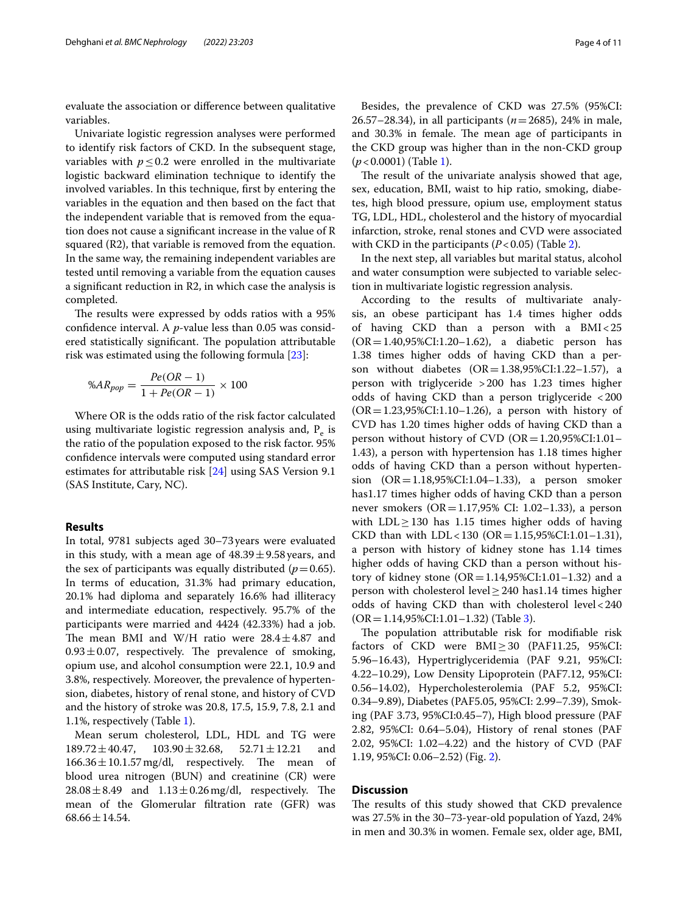evaluate the association or difference between qualitative variables.

Univariate logistic regression analyses were performed to identify risk factors of CKD. In the subsequent stage, variables with $p \leq 0.2$ were enrolled in the multivariate logistic backward elimination technique to identify the involved variables. In this technique, first by entering the variables in the equation and then based on the fact that the independent variable that is removed from the equation does not cause a significant increase in the value of R squared (R2), that variable is removed from the equation. In the same way, the remaining independent variables are tested until removing a variable from the equation causes a significant reduction in R2, in which case the analysis is completed.

The results were expressed by odds ratios with a 95% confidence interval. A *p*-value less than 0.05 was considered statistically significant. The population attributable risk was estimated using the following formula [23]:

$$\%AR_{pop} = \frac{Pe(OR-1)}{1+Pe(OR-1)} \times 100$$

Where OR is the odds ratio of the risk factor calculated using multivariate logistic regression analysis and, $P_e$ is the ratio of the population exposed to the risk factor. 95% confidence intervals were computed using standard error estimates for attributable risk [24] using SAS Version 9.1 (SAS Institute, Cary, NC).

## Results

In total, 9781 subjects aged 30–73 years were evaluated in this study, with a mean age of $48.39 \pm 9.58$ years, and the sex of participants was equally distributed ($p=0.65$). In terms of education, 31.3% had primary education, 20.1% had diploma and separately 16.6% had illiteracy and intermediate education, respectively. 95.7% of the participants were married and 4424 (42.33%) had a job. The mean BMI and W/H ratio were $28.4 \pm 4.87$ and $0.93 \pm 0.07$, respectively. The prevalence of smoking, opium use, and alcohol consumption were 22.1, 10.9 and 3.8%, respectively. Moreover, the prevalence of hypertension, diabetes, history of renal stone, and history of CVD and the history of stroke was 20.8, 17.5, 15.9, 7.8, 2.1 and 1.1%, respectively (Table 1).

Mean serum cholesterol, LDL, HDL and TG were $189.72 \pm 40.47$, $103.90 \pm 32.68$, $52.71 \pm 12.21$ and $166.36 \pm 10.1.57$ mg/dl, respectively. The mean of blood urea nitrogen (BUN) and creatinine (CR) were $28.08 \pm 8.49$ and $1.13 \pm 0.26$ mg/dl, respectively. The mean of the Glomerular filtration rate (GFR) was $68.66 \pm 14.54$.

Besides, the prevalence of CKD was 27.5% (95%CI: 26.57–28.34), in all participants ($n=2685$), 24% in male, and 30.3% in female. The mean age of participants in the CKD group was higher than in the non-CKD group ($p<0.0001$) (Table 1).

The result of the univariate analysis showed that age, sex, education, BMI, waist to hip ratio, smoking, diabetes, high blood pressure, opium use, employment status TG, LDL, HDL, cholesterol and the history of myocardial infarction, stroke, renal stones and CVD were associated with CKD in the participants ($P<0.05$) (Table 2).

In the next step, all variables but marital status, alcohol and water consumption were subjected to variable selection in multivariate logistic regression analysis.

According to the results of multivariate analysis, an obese participant has 1.4 times higher odds of having CKD than a person with a BMI < 25 (OR = 1.40,95%CI:1.20–1.62), a diabetic person has 1.38 times higher odds of having CKD than a person without diabetes (OR = 1.38,95%CI:1.22–1.57), a person with triglyceride > 200 has 1.23 times higher odds of having CKD than a person triglyceride < 200 (OR = 1.23,95%CI:1.10–1.26), a person with history of CVD has 1.20 times higher odds of having CKD than a person without history of CVD (OR = 1.20,95%CI:1.01–1.43), a person with hypertension has 1.18 times higher odds of having CKD than a person without hypertension (OR = 1.18,95%CI:1.04–1.33), a person smoker has1.17 times higher odds of having CKD than a person never smokers (OR = 1.17,95% CI: 1.02–1.33), a person with LDL ≥ 130 has 1.15 times higher odds of having CKD than with LDL < 130 (OR = 1.15,95%CI:1.01–1.31), a person with history of kidney stone has 1.14 times higher odds of having CKD than a person without history of kidney stone (OR = 1.14,95%CI:1.01–1.32) and a person with cholesterol level ≥ 240 has1.14 times higher odds of having CKD than with cholesterol level < 240 (OR = 1.14,95%CI:1.01–1.32) (Table 3).

The population attributable risk for modifiable risk factors of CKD were BMI ≥ 30 (PAF11.25, 95%CI: 5.96–16.43), Hypertriglyceridemia (PAF 9.21, 95%CI: 4.22–10.29), Low Density Lipoprotein (PAF7.12, 95%CI: 0.56–14.02), Hypercholesterolemia (PAF 5.2, 95%CI: 0.34–9.89), Diabetes (PAF5.05, 95%CI: 2.99–7.39), Smoking (PAF 3.73, 95%CI:0.45–7), High blood pressure (PAF 2.82, 95%CI: 0.64–5.04), History of renal stones (PAF 2.02, 95%CI: 1.02–4.22) and the history of CVD (PAF 1.19, 95%CI: 0.06–2.52) (Fig. 2).

## Discussion

The results of this study showed that CKD prevalence was 27.5% in the 30–73-year-old population of Yazd, 24% in men and 30.3% in women. Female sex, older age, BMI,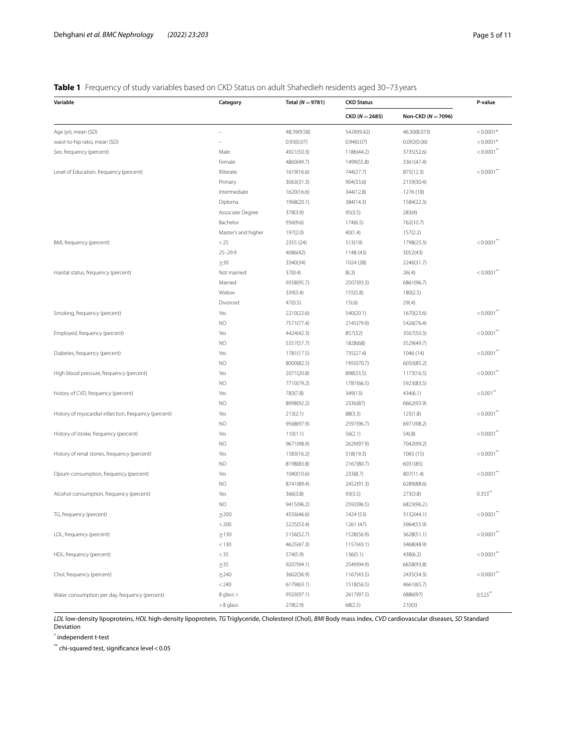**Table 1** Frequency of study variables based on CKD Status on adult Shahedieh residents aged 30–73 years

| Variable | Category | Total (N = 9781) | CKD Status | | P-value |
|---|---|---|---|---|---|
| | | | CKD (N = 2685) | Non-CKD (N = 7096) | |
| Age (yr), mean (SD) | – | 48.39(9.58) | 54.09(9.42) | 46.30(8.073) | < 0.0001* |
| waist-to-hip ratio, mean (SD) | – | 0.93(0.07) | 0.94(0.07) | 0.092(0.06) | < 0.0001* |
| Sex, frequency (percent) | Male | 4921(50.3) | 1186(44.2) | 3735(52.6) | < 0.0001** |
| | Female | 4860(49.7) | 1499(55.8) | 3361(47.4) | |
| Level of Education, frequency (percent) | Illiterate | 1619(16.6) | 744(27.7) | 875(12.3) | < 0.0001** |
| | Primary | 3063(31.3) | 904(33.6) | 2159(30.4) | |
| | Intermediate | 1620(16.6) | 344(12.8) | 1276 (18) | |
| | Diploma | 1968(20.1) | 384(14.3) | 1584(22.3) | |
| | Associate Degree | 378(3.9) | 95(3.5) | 283(4) | |
| | Bachelor | 936(9.6) | 174(6.5) | 762(10.7) | |
| | Master's and higher | 197(2.0) | 40(1.4) | 157(2.2) | |
| BMI, frequency (percent) | < 25 | 2355 (24) | 513(19) | 1798(25.3) | < 0.0001** |
| | 25–29.9 | 4086(42) | 1148 (43) | 3052(43) | |
| | ≥30 | 3340(34) | 1024 (38) | 2246(31.7) | |
| marital status, frequency (percent) | Not married | 37(0.4) | 8(.3) | 26(.4) | < 0.0001** |
| | Married | 9358(95.7) | 2507(93.3) | 6861(96.7) | |
| | Widow | 339(3.4) | 155(5.8) | 180(2.5) | |
| | Divorced | 47(0.5) | 15(.6) | 29(.4) | |
| Smoking, frequency (percent) | Yes | 2210(22.6) | 540(20.1) | 1670(23.6) | < 0.0001** |
| | NO | 7571(77.4) | 2145(79.9) | 5426(76.4) | |
| Employed, frequency (percent) | Yes | 4424(42.3) | 857(32) | 3567(50.3) | < 0.0001** |
| | NO | 5357(57.7) | 1828(68) | 3529(49.7) | |
| Diabetes, frequency (percent) | Yes | 1781(17.5) | 735(27.4) | 1046 (14) | < 0.0001** |
| | NO | 8000(82.5) | 1950(70.7) | 6050(85.2) | |
| High blood pressure, frequency (percent) | Yes | 2071(20.8) | 898(33.5) | 1173(16.5) | < 0.0001** |
| | NO | 7710(79.2) | 1787(66.5) | 5923(83.5) | |
| history of CVD, frequency (percent) | Yes | 783(7.8) | 349(13) | 434(6.1) | < 0.001** |
| | NO | 8998(92.2) | 2336(87) | 6662(93.9) | |
| History of myocardial infarction, frequency (percent) | Yes | 213(2.1) | 88(3.3) | 125(1.8) | < 0.0001** |
| | NO | 9568(97.9) | 2597(96.7) | 6971(98.2) | |
| History of stroke, frequency (percent) | Yes | 110(1.1) | 56(2.1) | 54(.8) | < 0.0001** |
| | NO | 9671(98.9) | 2629(97.9) | 7042(99.2) | |
| History of renal stones, frequency (percent) | Yes | 1583(16.2) | 518(19.3) | 1065 (15) | < 0.0001** |
| | NO | 8198(83.8) | 2167(80.7) | 6031(85) | |
| Opium consumption, frequency (percent) | Yes | 1040(10.6) | 233(8.7) | 807(11.4) | < 0.0001** |
| | NO | 8741(89.4) | 2452(91.3) | 6289(88.6) | |
| Alcohol consumption, frequency (percent) | Yes | 366(3.8) | 93(3.5) | 273(3.8) | 0.353** |
| | NO | 9415(96.2) | 2592(96.5) | 6823(96.2.) | |
| TG, frequency (percent) | ≥200 | 4556(46.6) | 1424 (53) | 3132(44.1) | < 0.0001** |
| | < 200 | 5225(53.4) | 1261 (47) | 3964(55.9) | |
| LDL, frequency (percent) | ≥130 | 5156(52.7) | 1528(56.9) | 3628(51.1) | < 0.0001** |
| | < 130 | 4625(47.3) | 1157(43.1) | 3468(48.9) | |
| HDL, frequency (percent) | < 35 | 574(5.9) | 136(5.1) | 438(6.2) | < 0.0001** |
| | ≥35 | 9207(94.1) | 2549(94.9) | 6658(93.8) | |
| Chol, frequency (percent) | ≥240 | 3602(36.9) | 1167(43.5) | 2435(34.3) | < 0.0001** |
| | < 240 | 6179(63.1) | 1518(56.5) | 4661(65.7) | |
| Water consumption per day, frequency (percent) | 8 glass > | 9503(97.1) | 2617(97.5) | 6886(97) | 0.523** |
| | > 8 glass | 278(2.9) | 68(2.5) | 210(3) | |

*LDL* low-density lipoproteins, *HDL* high-density lipoprotein, *TG* Triglyceride, Cholesterol (Chol), *BMI* Body mass index, *CVD* cardiovascular diseases, *SD* Standard Deviation

\* independent t-test

\** chi-squared test, significance level < 0.05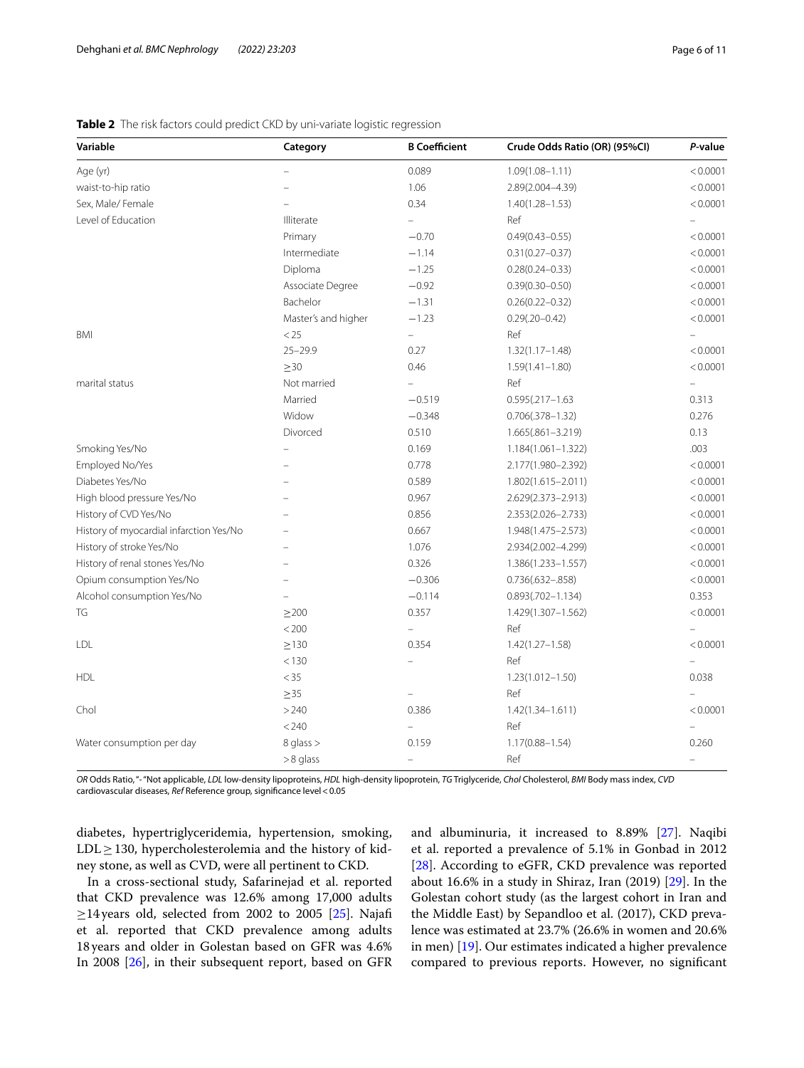**Table 2** The risk factors could predict CKD by uni-variate logistic regression

| Variable | Category | B Coefficient | Crude Odds Ratio (OR) (95%CI) | *P*-value |
|---|---|---|---|---|
| Age (yr) | – | 0.089 | 1.09(1.08–1.11) | < 0.0001 |
| waist-to-hip ratio | – | 1.06 | 2.89(2.004–4.39) | < 0.0001 |
| Sex, Male/ Female | – | 0.34 | 1.40(1.28–1.53) | < 0.0001 |
| Level of Education | Illiterate | – | Ref | – |
| | Primary | −0.70 | 0.49(0.43–0.55) | < 0.0001 |
| | Intermediate | −1.14 | 0.31(0.27–0.37) | < 0.0001 |
| | Diploma | −1.25 | 0.28(0.24–0.33) | < 0.0001 |
| | Associate Degree | −0.92 | 0.39(0.30–0.50) | < 0.0001 |
| | Bachelor | −1.31 | 0.26(0.22–0.32) | < 0.0001 |
| | Master's and higher | −1.23 | 0.29(.20–0.42) | < 0.0001 |
| BMI | < 25 | – | Ref | – |
| | 25–29.9 | 0.27 | 1.32(1.17–1.48) | < 0.0001 |
| | ≥30 | 0.46 | 1.59(1.41–1.80) | < 0.0001 |
| marital status | Not married | – | Ref | – |
| | Married | −0.519 | 0.595(.217–1.63 | 0.313 |
| | Widow | −0.348 | 0.706(.378–1.32) | 0.276 |
| | Divorced | 0.510 | 1.665(.861–3.219) | 0.13 |
| Smoking Yes/No | – | 0.169 | 1.184(1.061–1.322) | .003 |
| Employed No/Yes | – | 0.778 | 2.177(1.980–2.392) | < 0.0001 |
| Diabetes Yes/No | – | 0.589 | 1.802(1.615–2.011) | < 0.0001 |
| High blood pressure Yes/No | – | 0.967 | 2.629(2.373–2.913) | < 0.0001 |
| History of CVD Yes/No | – | 0.856 | 2.353(2.026–2.733) | < 0.0001 |
| History of myocardial infarction Yes/No | – | 0.667 | 1.948(1.475–2.573) | < 0.0001 |
| History of stroke Yes/No | – | 1.076 | 2.934(2.002–4.299) | < 0.0001 |
| History of renal stones Yes/No | – | 0.326 | 1.386(1.233–1.557) | < 0.0001 |
| Opium consumption Yes/No | – | −0.306 | 0.736(.632–.858) | < 0.0001 |
| Alcohol consumption Yes/No | – | −0.114 | 0.893(.702–1.134) | 0.353 |
| TG | ≥200 | 0.357 | 1.429(1.307–1.562) | < 0.0001 |
| | < 200 | – | Ref | – |
| LDL | ≥130 | 0.354 | 1.42(1.27–1.58) | < 0.0001 |
| | < 130 | – | Ref | – |
| HDL | < 35 | | 1.23(1.012–1.50) | 0.038 |
| | ≥35 | – | Ref | – |
| Chol | > 240 | 0.386 | 1.42(1.34–1.611) | < 0.0001 |
| | < 240 | – | Ref | – |
| Water consumption per day | 8 glass > | 0.159 | 1.17(0.88–1.54) | 0.260 |
| | > 8 glass | – | Ref | – |

*OR* Odds Ratio, "-"Not applicable, *LDL* low-density lipoproteins, *HDL* high-density lipoprotein, *TG* Triglyceride, *Chol* Cholesterol, *BMI* Body mass index, *CVD* cardiovascular diseases, *Ref* Reference group, significance level < 0.05

diabetes, hypertriglyceridemia, hypertension, smoking, LDL ≥ 130, hypercholesterolemia and the history of kidney stone, as well as CVD, were all pertinent to CKD.

In a cross-sectional study, Safarinejad et al. reported that CKD prevalence was 12.6% among 17,000 adults ≥14 years old, selected from 2002 to 2005 [25]. Najafi et al. reported that CKD prevalence among adults 18 years and older in Golestan based on GFR was 4.6% In 2008 [26], in their subsequent report, based on GFR and albuminuria, it increased to 8.89% [27]. Naqibi et al. reported a prevalence of 5.1% in Gonbad in 2012 [28]. According to eGFR, CKD prevalence was reported about 16.6% in a study in Shiraz, Iran (2019) [29]. In the Golestan cohort study (as the largest cohort in Iran and the Middle East) by Sepandloo et al. (2017), CKD prevalence was estimated at 23.7% (26.6% in women and 20.6% in men) [19]. Our estimates indicated a higher prevalence compared to previous reports. However, no significant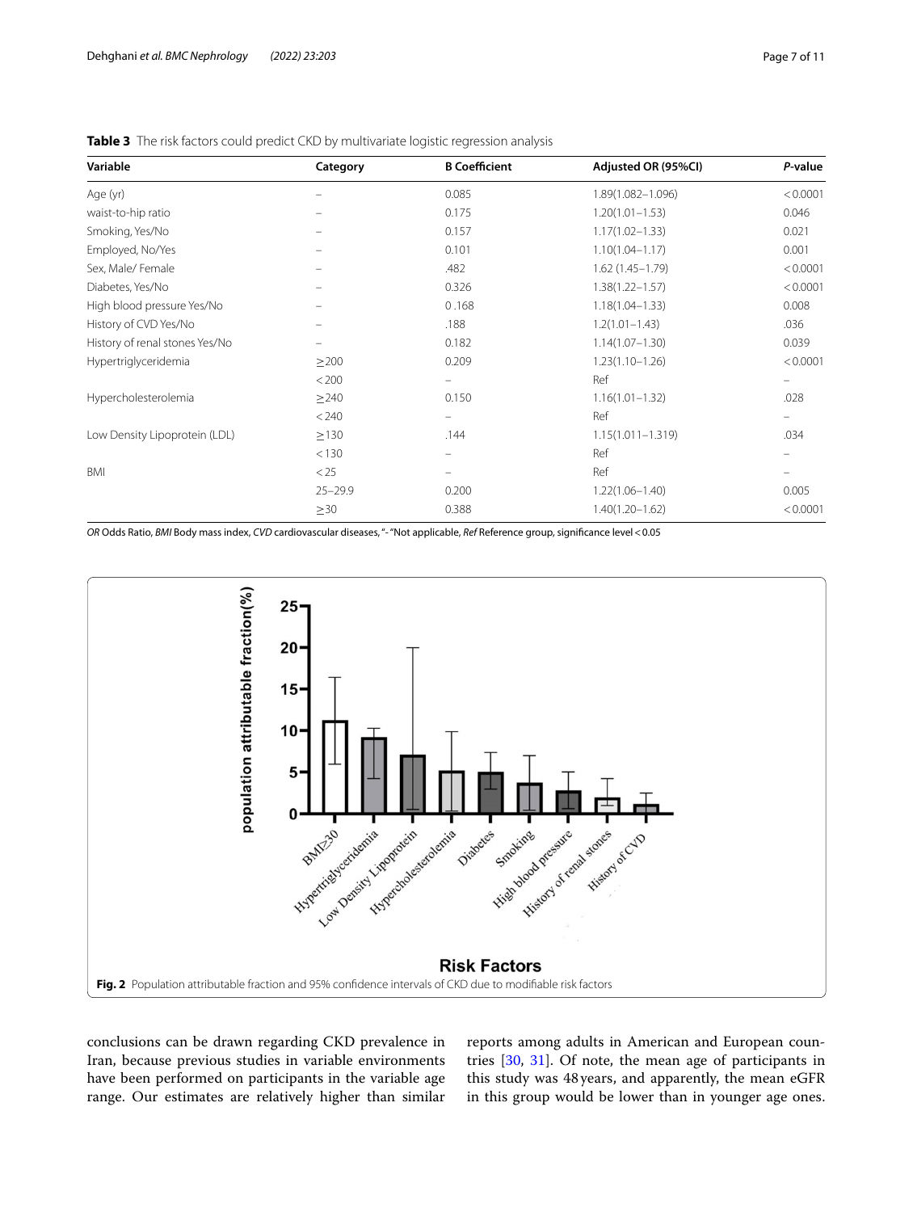**Table 3** The risk factors could predict CKD by multivariate logistic regression analysis

| Variable | Category | B Coefficient | Adjusted OR (95%CI) | *P*-value |
|---|---|---|---|---|
| Age (yr) | – | 0.085 | 1.89(1.082–1.096) | < 0.0001 |
| waist-to-hip ratio | – | 0.175 | 1.20(1.01–1.53) | 0.046 |
| Smoking, Yes/No | – | 0.157 | 1.17(1.02–1.33) | 0.021 |
| Employed, No/Yes | – | 0.101 | 1.10(1.04–1.17) | 0.001 |
| Sex, Male/ Female | – | .482 | 1.62 (1.45–1.79) | < 0.0001 |
| Diabetes, Yes/No | – | 0.326 | 1.38(1.22–1.57) | < 0.0001 |
| High blood pressure Yes/No | – | 0 .168 | 1.18(1.04–1.33) | 0.008 |
| History of CVD Yes/No | – | .188 | 1.2(1.01–1.43) | .036 |
| History of renal stones Yes/No | – | 0.182 | 1.14(1.07–1.30) | 0.039 |
| Hypertriglyceridemia | ≥200 | 0.209 | 1.23(1.10–1.26) | < 0.0001 |
| | < 200 | – | Ref | – |
| Hypercholesterolemia | ≥240 | 0.150 | 1.16(1.01–1.32) | .028 |
| | < 240 | – | Ref | – |
| Low Density Lipoprotein (LDL) | ≥130 | .144 | 1.15(1.011–1.319) | .034 |
| | < 130 | – | Ref | – |
| BMI | < 25 | – | Ref | – |
| | 25–29.9 | 0.200 | 1.22(1.06–1.40) | 0.005 |
| | ≥30 | 0.388 | 1.40(1.20–1.62) | < 0.0001 |

*OR* Odds Ratio, *BMI* Body mass index, *CVD* cardiovascular diseases, "- "Not applicable, *Ref* Reference group, significance level < 0.05

**Fig. 2** Population attributable fraction and 95% confidence intervals of CKD due to modifiable risk factors

conclusions can be drawn regarding CKD prevalence in Iran, because previous studies in variable environments have been performed on participants in the variable age range. Our estimates are relatively higher than similar reports among adults in American and European countries [30, 31]. Of note, the mean age of participants in this study was 48 years, and apparently, the mean eGFR in this group would be lower than in younger age ones.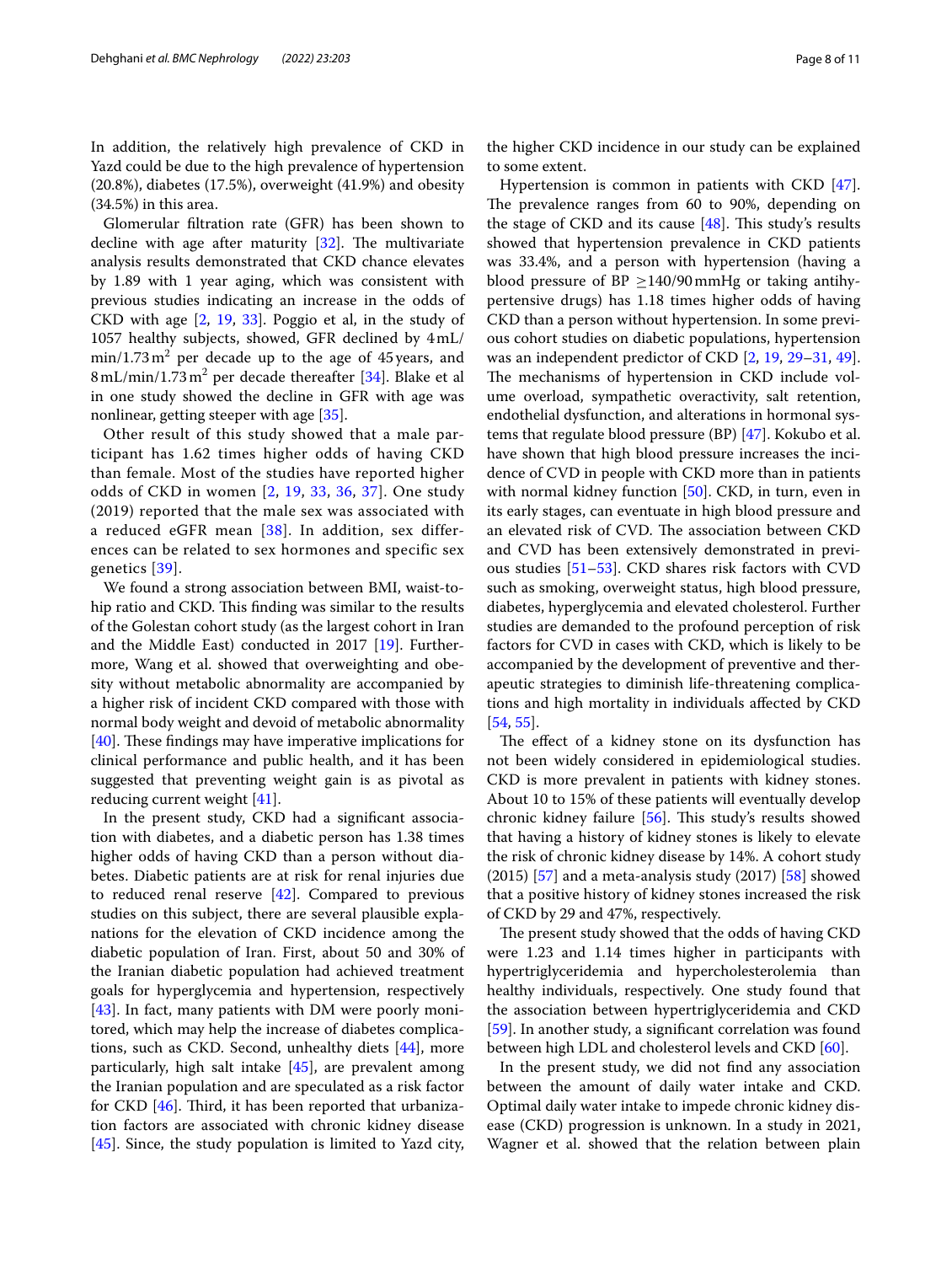In addition, the relatively high prevalence of CKD in Yazd could be due to the high prevalence of hypertension (20.8%), diabetes (17.5%), overweight (41.9%) and obesity (34.5%) in this area.

Glomerular filtration rate (GFR) has been shown to decline with age after maturity [32]. The multivariate analysis results demonstrated that CKD chance elevates by 1.89 with 1 year aging, which was consistent with previous studies indicating an increase in the odds of CKD with age [2, 19, 33]. Poggio et al, in the study of 1057 healthy subjects, showed, GFR declined by 4 mL/min/1.73 $m^2$ per decade up to the age of 45 years, and 8 mL/min/1.73 $m^2$ per decade thereafter [34]. Blake et al in one study showed the decline in GFR with age was nonlinear, getting steeper with age [35].

Other result of this study showed that a male participant has 1.62 times higher odds of having CKD than female. Most of the studies have reported higher odds of CKD in women [2, 19, 33, 36, 37]. One study (2019) reported that the male sex was associated with a reduced eGFR mean [38]. In addition, sex differences can be related to sex hormones and specific sex genetics [39].

We found a strong association between BMI, waist-to-hip ratio and CKD. This finding was similar to the results of the Golestan cohort study (as the largest cohort in Iran and the Middle East) conducted in 2017 [19]. Furthermore, Wang et al. showed that overweighting and obesity without metabolic abnormality are accompanied by a higher risk of incident CKD compared with those with normal body weight and devoid of metabolic abnormality [40]. These findings may have imperative implications for clinical performance and public health, and it has been suggested that preventing weight gain is as pivotal as reducing current weight [41].

In the present study, CKD had a significant association with diabetes, and a diabetic person has 1.38 times higher odds of having CKD than a person without diabetes. Diabetic patients are at risk for renal injuries due to reduced renal reserve [42]. Compared to previous studies on this subject, there are several plausible explanations for the elevation of CKD incidence among the diabetic population of Iran. First, about 50 and 30% of the Iranian diabetic population had achieved treatment goals for hyperglycemia and hypertension, respectively [43]. In fact, many patients with DM were poorly monitored, which may help the increase of diabetes complications, such as CKD. Second, unhealthy diets [44], more particularly, high salt intake [45], are prevalent among the Iranian population and are speculated as a risk factor for CKD [46]. Third, it has been reported that urbanization factors are associated with chronic kidney disease [45]. Since, the study population is limited to Yazd city, the higher CKD incidence in our study can be explained to some extent.

Hypertension is common in patients with CKD [47]. The prevalence ranges from 60 to 90%, depending on the stage of CKD and its cause [48]. This study's results showed that hypertension prevalence in CKD patients was 33.4%, and a person with hypertension (having a blood pressure of BP $\geq$140/90 mmHg or taking antihypertensive drugs) has 1.18 times higher odds of having CKD than a person without hypertension. In some previous cohort studies on diabetic populations, hypertension was an independent predictor of CKD [2, 19, 29–31, 49]. The mechanisms of hypertension in CKD include volume overload, sympathetic overactivity, salt retention, endothelial dysfunction, and alterations in hormonal systems that regulate blood pressure (BP) [47]. Kokubo et al. have shown that high blood pressure increases the incidence of CVD in people with CKD more than in patients with normal kidney function [50]. CKD, in turn, even in its early stages, can eventuate in high blood pressure and an elevated risk of CVD. The association between CKD and CVD has been extensively demonstrated in previous studies [51–53]. CKD shares risk factors with CVD such as smoking, overweight status, high blood pressure, diabetes, hyperglycemia and elevated cholesterol. Further studies are demanded to the profound perception of risk factors for CVD in cases with CKD, which is likely to be accompanied by the development of preventive and therapeutic strategies to diminish life-threatening complications and high mortality in individuals affected by CKD [54, 55].

The effect of a kidney stone on its dysfunction has not been widely considered in epidemiological studies. CKD is more prevalent in patients with kidney stones. About 10 to 15% of these patients will eventually develop chronic kidney failure [56]. This study's results showed that having a history of kidney stones is likely to elevate the risk of chronic kidney disease by 14%. A cohort study (2015) [57] and a meta-analysis study (2017) [58] showed that a positive history of kidney stones increased the risk of CKD by 29 and 47%, respectively.

The present study showed that the odds of having CKD were 1.23 and 1.14 times higher in participants with hypertriglyceridemia and hypercholesterolemia than healthy individuals, respectively. One study found that the association between hypertriglyceridemia and CKD [59]. In another study, a significant correlation was found between high LDL and cholesterol levels and CKD [60].

In the present study, we did not find any association between the amount of daily water intake and CKD. Optimal daily water intake to impede chronic kidney disease (CKD) progression is unknown. In a study in 2021, Wagner et al. showed that the relation between plain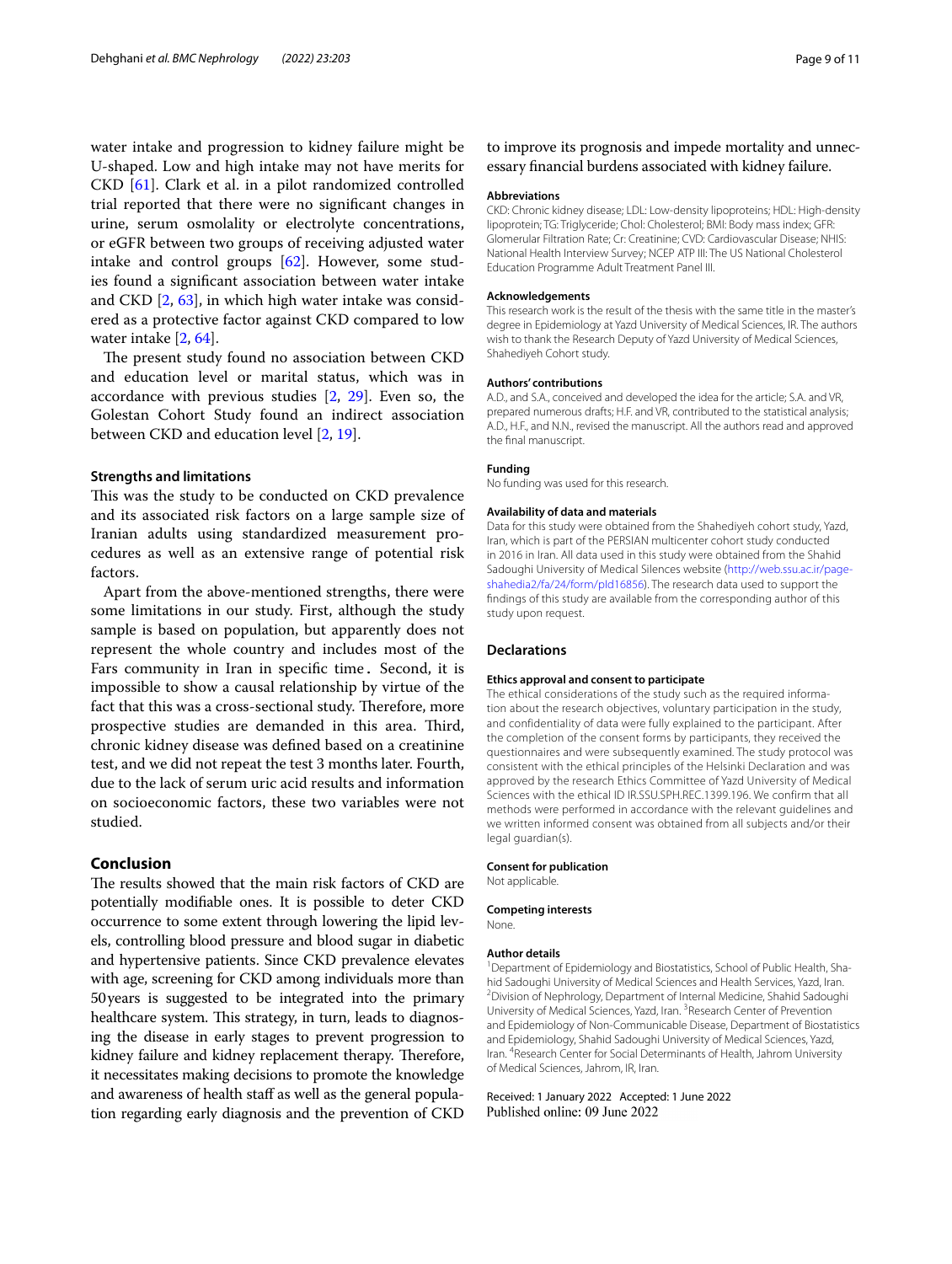water intake and progression to kidney failure might be U-shaped. Low and high intake may not have merits for CKD [61]. Clark et al. in a pilot randomized controlled trial reported that there were no significant changes in urine, serum osmolality or electrolyte concentrations, or eGFR between two groups of receiving adjusted water intake and control groups [62]. However, some studies found a significant association between water intake and CKD [2, 63], in which high water intake was considered as a protective factor against CKD compared to low water intake [2, 64].

The present study found no association between CKD and education level or marital status, which was in accordance with previous studies [2, 29]. Even so, the Golestan Cohort Study found an indirect association between CKD and education level [2, 19].

### Strengths and limitations

This was the study to be conducted on CKD prevalence and its associated risk factors on a large sample size of Iranian adults using standardized measurement procedures as well as an extensive range of potential risk factors.

Apart from the above-mentioned strengths, there were some limitations in our study. First, although the study sample is based on population, but apparently does not represent the whole country and includes most of the Fars community in Iran in specific time. Second, it is impossible to show a causal relationship by virtue of the fact that this was a cross-sectional study. Therefore, more prospective studies are demanded in this area. Third, chronic kidney disease was defined based on a creatinine test, and we did not repeat the test 3 months later. Fourth, due to the lack of serum uric acid results and information on socioeconomic factors, these two variables were not studied.

## Conclusion

The results showed that the main risk factors of CKD are potentially modifiable ones. It is possible to deter CKD occurrence to some extent through lowering the lipid levels, controlling blood pressure and blood sugar in diabetic and hypertensive patients. Since CKD prevalence elevates with age, screening for CKD among individuals more than 50 years is suggested to be integrated into the primary healthcare system. This strategy, in turn, leads to diagnosing the disease in early stages to prevent progression to kidney failure and kidney replacement therapy. Therefore, it necessitates making decisions to promote the knowledge and awareness of health staff as well as the general population regarding early diagnosis and the prevention of CKD to improve its prognosis and impede mortality and unnecessary financial burdens associated with kidney failure.

#### Abbreviations

CKD: Chronic kidney disease; LDL: Low-density lipoproteins; HDL: High-density lipoprotein; TG: Triglyceride; Chol: Cholesterol; BMI: Body mass index; GFR: Glomerular Filtration Rate; Cr: Creatinine; CVD: Cardiovascular Disease; NHIS: National Health Interview Survey; NCEP ATP III: The US National Cholesterol Education Programme Adult Treatment Panel III.

#### Acknowledgements

This research work is the result of the thesis with the same title in the master's degree in Epidemiology at Yazd University of Medical Sciences, IR. The authors wish to thank the Research Deputy of Yazd University of Medical Sciences, Shahediyeh Cohort study.

#### Authors' contributions

A.D., and S.A., conceived and developed the idea for the article; S.A. and VR, prepared numerous drafts; H.F. and VR, contributed to the statistical analysis; A.D., H.F., and N.N., revised the manuscript. All the authors read and approved the final manuscript.

#### Funding

No funding was used for this research.

#### Availability of data and materials

Data for this study were obtained from the Shahediyeh cohort study, Yazd, Iran, which is part of the PERSIAN multicenter cohort study conducted in 2016 in Iran. All data used in this study were obtained from the Shahid Sadoughi University of Medical Silences website (http://web.ssu.ac.ir/pageshahedia2/fa/24/form/pId16856). The research data used to support the findings of this study are available from the corresponding author of this study upon request.

### Declarations

#### Ethics approval and consent to participate

The ethical considerations of the study such as the required information about the research objectives, voluntary participation in the study, and confidentiality of data were fully explained to the participant. After the completion of the consent forms by participants, they received the questionnaires and were subsequently examined. The study protocol was consistent with the ethical principles of the Helsinki Declaration and was approved by the research Ethics Committee of Yazd University of Medical Sciences with the ethical ID IR.SSU.SPH.REC.1399.196. We confirm that all methods were performed in accordance with the relevant guidelines and we written informed consent was obtained from all subjects and/or their legal guardian(s).

#### Consent for publication

Not applicable.

#### Competing interests

None.

#### Author details

[1] Department of Epidemiology and Biostatistics, School of Public Health, Shahid Sadoughi University of Medical Sciences and Health Services, Yazd, Iran. [2] Division of Nephrology, Department of Internal Medicine, Shahid Sadoughi University of Medical Sciences, Yazd, Iran. [3] Research Center of Prevention and Epidemiology of Non-Communicable Disease, Department of Biostatistics and Epidemiology, Shahid Sadoughi University of Medical Sciences, Yazd, Iran. [4] Research Center for Social Determinants of Health, Jahrom University of Medical Sciences, Jahrom, IR, Iran.

Received: 1 January 2022 Accepted: 1 June 2022
Published online: 09 June 2022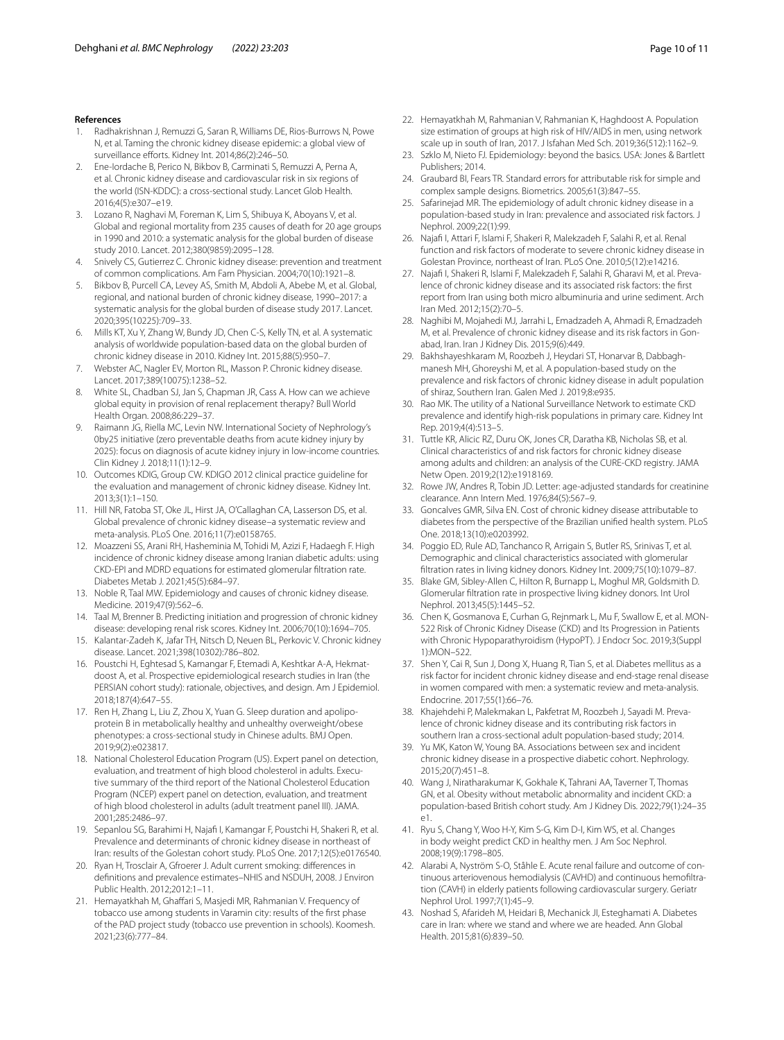## References

1. Radhakrishnan J, Remuzzi G, Saran R, Williams DE, Rios-Burrows N, Powe N, et al. Taming the chronic kidney disease epidemic: a global view of surveillance efforts. Kidney Int. 2014;86(2):246–50.
2. Ene-Iordache B, Perico N, Bikbov B, Carminati S, Remuzzi A, Perna A, et al. Chronic kidney disease and cardiovascular risk in six regions of the world (ISN-KDDC): a cross-sectional study. Lancet Glob Health. 2016;4(5):e307–e19.
3. Lozano R, Naghavi M, Foreman K, Lim S, Shibuya K, Aboyans V, et al. Global and regional mortality from 235 causes of death for 20 age groups in 1990 and 2010: a systematic analysis for the global burden of disease study 2010. Lancet. 2012;380(9859):2095–128.
4. Snively CS, Gutierrez C. Chronic kidney disease: prevention and treatment of common complications. Am Fam Physician. 2004;70(10):1921–8.
5. Bikbov B, Purcell CA, Levey AS, Smith M, Abdoli A, Abebe M, et al. Global, regional, and national burden of chronic kidney disease, 1990–2017: a systematic analysis for the global burden of disease study 2017. Lancet. 2020;395(10225):709–33.
6. Mills KT, Xu Y, Zhang W, Bundy JD, Chen C-S, Kelly TN, et al. A systematic analysis of worldwide population-based data on the global burden of chronic kidney disease in 2010. Kidney Int. 2015;88(5):950–7.
7. Webster AC, Nagler EV, Morton RL, Masson P. Chronic kidney disease. Lancet. 2017;389(10075):1238–52.
8. White SL, Chadban SJ, Jan S, Chapman JR, Cass A. How can we achieve global equity in provision of renal replacement therapy? Bull World Health Organ. 2008;86:229–37.
9. Raimann JG, Riella MC, Levin NW. International Society of Nephrology's 0by25 initiative (zero preventable deaths from acute kidney injury by 2025): focus on diagnosis of acute kidney injury in low-income countries. Clin Kidney J. 2018;11(1):12–9.
10. Outcomes KDIG, Group CW. KDIGO 2012 clinical practice guideline for the evaluation and management of chronic kidney disease. Kidney Int. 2013;3(1):1–150.
11. Hill NR, Fatoba ST, Oke JL, Hirst JA, O'Callaghan CA, Lasserson DS, et al. Global prevalence of chronic kidney disease–a systematic review and meta-analysis. PLoS One. 2016;11(7):e0158765.
12. Moazzeni SS, Arani RH, Hasheminia M, Tohidi M, Azizi F, Hadaegh F. High incidence of chronic kidney disease among Iranian diabetic adults: using CKD-EPI and MDRD equations for estimated glomerular filtration rate. Diabetes Metab J. 2021;45(5):684–97.
13. Noble R, Taal MW. Epidemiology and causes of chronic kidney disease. Medicine. 2019;47(9):562–6.
14. Taal M, Brenner B. Predicting initiation and progression of chronic kidney disease: developing renal risk scores. Kidney Int. 2006;70(10):1694–705.
15. Kalantar-Zadeh K, Jafar TH, Nitsch D, Neuen BL, Perkovic V. Chronic kidney disease. Lancet. 2021;398(10302):786–802.
16. Poustchi H, Eghtesad S, Kamangar F, Etemadi A, Keshtkar A-A, Hekmatdoost A, et al. Prospective epidemiological research studies in Iran (the PERSIAN cohort study): rationale, objectives, and design. Am J Epidemiol. 2018;187(4):647–55.
17. Ren H, Zhang L, Liu Z, Zhou X, Yuan G. Sleep duration and apolipoprotein B in metabolically healthy and unhealthy overweight/obese phenotypes: a cross-sectional study in Chinese adults. BMJ Open. 2019;9(2):e023817.
18. National Cholesterol Education Program (US). Expert panel on detection, evaluation, and treatment of high blood cholesterol in adults. Executive summary of the third report of the National Cholesterol Education Program (NCEP) expert panel on detection, evaluation, and treatment of high blood cholesterol in adults (adult treatment panel III). JAMA. 2001;285:2486–97.
19. Sepanlou SG, Barahimi H, Najafi I, Kamangar F, Poustchi H, Shakeri R, et al. Prevalence and determinants of chronic kidney disease in northeast of Iran: results of the Golestan cohort study. PLoS One. 2017;12(5):e0176540.
20. Ryan H, Trosclair A, Gfroerer J. Adult current smoking: differences in definitions and prevalence estimates–NHIS and NSDUH, 2008. J Environ Public Health. 2012;2012:1–11.
21. Hemayatkhah M, Ghaffari S, Masjedi MR, Rahmanian V. Frequency of tobacco use among students in Varamin city: results of the first phase of the PAD project study (tobacco use prevention in schools). Koomesh. 2021;23(6):777–84.
22. Hemayatkhah M, Rahmanian V, Rahmanian K, Haghdoost A. Population size estimation of groups at high risk of HIV/AIDS in men, using network scale up in south of Iran, 2017. J Isfahan Med Sch. 2019;36(512):1162–9.
23. Szklo M, Nieto FJ. Epidemiology: beyond the basics. USA: Jones & Bartlett Publishers; 2014.
24. Graubard BI, Fears TR. Standard errors for attributable risk for simple and complex sample designs. Biometrics. 2005;61(3):847–55.
25. Safarinejad MR. The epidemiology of adult chronic kidney disease in a population-based study in Iran: prevalence and associated risk factors. J Nephrol. 2009;22(1):99.
26. Najafi I, Attari F, Islami F, Shakeri R, Malekzadeh F, Salahi R, et al. Renal function and risk factors of moderate to severe chronic kidney disease in Golestan Province, northeast of Iran. PLoS One. 2010;5(12):e14216.
27. Najafi I, Shakeri R, Islami F, Malekzadeh F, Salahi R, Gharavi M, et al. Prevalence of chronic kidney disease and its associated risk factors: the first report from Iran using both micro albuminuria and urine sediment. Arch Iran Med. 2012;15(2):70–5.
28. Naghibi M, Mojahedi MJ, Jarrahi L, Emadzadeh A, Ahmadi R, Emadzadeh M, et al. Prevalence of chronic kidney disease and its risk factors in Gonabad, Iran. Iran J Kidney Dis. 2015;9(6):449.
29. Bakhshayeshkaram M, Roozbeh J, Heydari ST, Honarvar B, Dabbaghmanesh MH, Ghoreyshi M, et al. A population-based study on the prevalence and risk factors of chronic kidney disease in adult population of shiraz, Southern Iran. Galen Med J. 2019;8:e935.
30. Rao MK. The utility of a National Surveillance Network to estimate CKD prevalence and identify high-risk populations in primary care. Kidney Int Rep. 2019;4(4):513–5.
31. Tuttle KR, Alicic RZ, Duru OK, Jones CR, Daratha KB, Nicholas SB, et al. Clinical characteristics of and risk factors for chronic kidney disease among adults and children: an analysis of the CURE-CKD registry. JAMA Netw Open. 2019;2(12):e1918169.
32. Rowe JW, Andres R, Tobin JD. Letter: age-adjusted standards for creatinine clearance. Ann Intern Med. 1976;84(5):567–9.
33. Goncalves GMR, Silva EN. Cost of chronic kidney disease attributable to diabetes from the perspective of the Brazilian unified health system. PLoS One. 2018;13(10):e0203992.
34. Poggio ED, Rule AD, Tanchanco R, Arrigain S, Butler RS, Srinivas T, et al. Demographic and clinical characteristics associated with glomerular filtration rates in living kidney donors. Kidney Int. 2009;75(10):1079–87.
35. Blake GM, Sibley-Allen C, Hilton R, Burnapp L, Moghul MR, Goldsmith D. Glomerular filtration rate in prospective living kidney donors. Int Urol Nephrol. 2013;45(5):1445–52.
36. Chen K, Gosmanova E, Curhan G, Rejnmark L, Mu F, Swallow E, et al. MON-522 Risk of Chronic Kidney Disease (CKD) and Its Progression in Patients with Chronic Hypoparathyroidism (HypoPT). J Endocr Soc. 2019;3(Suppl 1):MON–522.
37. Shen Y, Cai R, Sun J, Dong X, Huang R, Tian S, et al. Diabetes mellitus as a risk factor for incident chronic kidney disease and end-stage renal disease in women compared with men: a systematic review and meta-analysis. Endocrine. 2017;55(1):66–76.
38. Khajehdehi P, Malekmakan L, Pakfetrat M, Roozbeh J, Sayadi M. Prevalence of chronic kidney disease and its contributing risk factors in southern Iran a cross-sectional adult population-based study; 2014.
39. Yu MK, Katon W, Young BA. Associations between sex and incident chronic kidney disease in a prospective diabetic cohort. Nephrology. 2015;20(7):451–8.
40. Wang J, Niratharakumar K, Gokhale K, Tahrani AA, Taverner T, Thomas GN, et al. Obesity without metabolic abnormality and incident CKD: a population-based British cohort study. Am J Kidney Dis. 2022;79(1):24–35 e1.
41. Ryu S, Chang Y, Woo H-Y, Kim S-G, Kim D-I, Kim WS, et al. Changes in body weight predict CKD in healthy men. J Am Soc Nephrol. 2008;19(9):1798–805.
42. Alarabi A, Nyström S-O, Ståhle E. Acute renal failure and outcome of continuous arteriovenous hemodialysis (CAVHD) and continuous hemofiltration (CAVH) in elderly patients following cardiovascular surgery. Geriatr Nephrol Urol. 1997;7(1):45–9.
43. Noshad S, Afarideh M, Heidari B, Mechanick JI, Esteghamati A. Diabetes care in Iran: where we stand and where we are headed. Ann Global Health. 2015;81(6):839–50.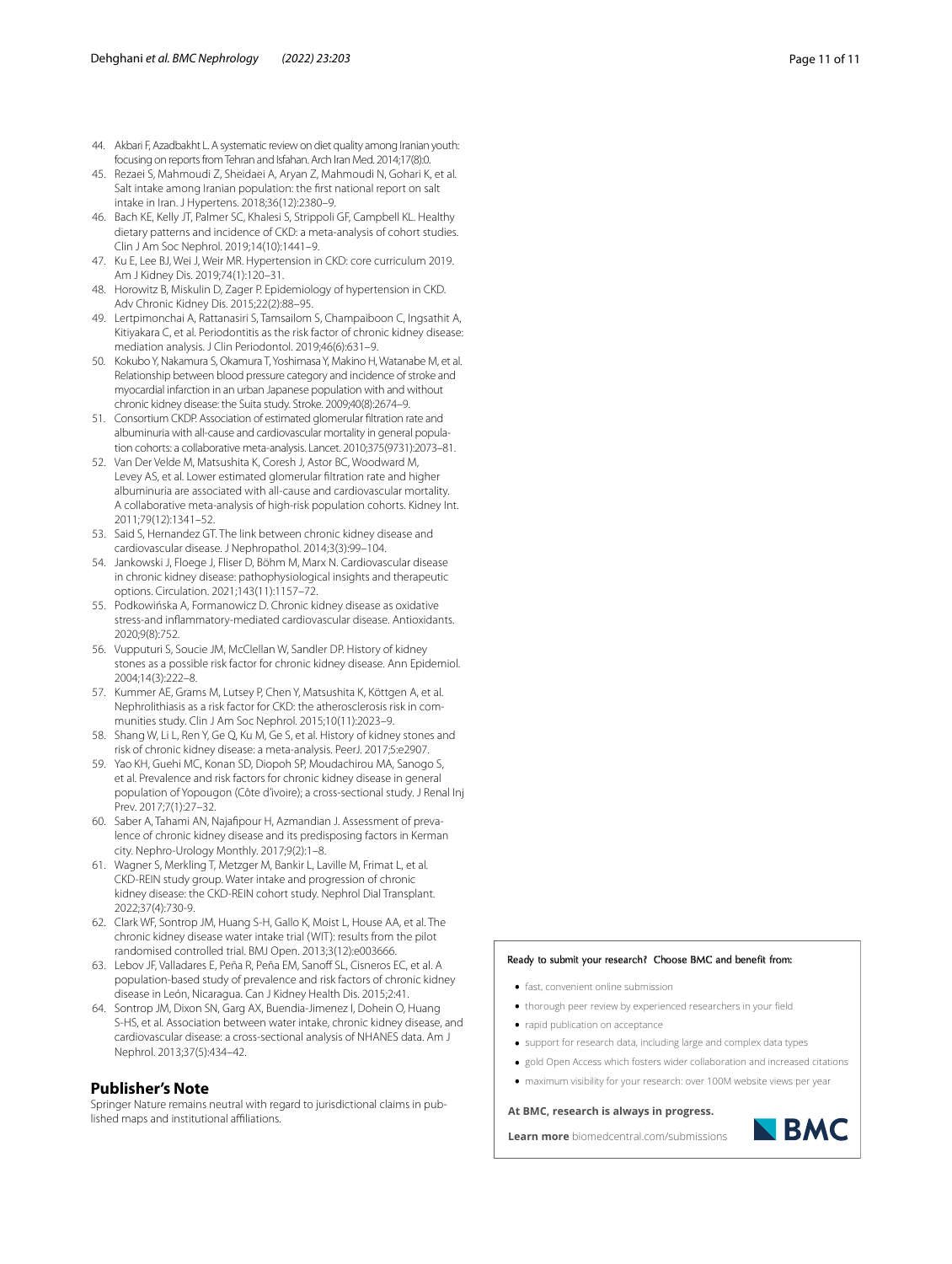44. Akbari F, Azadbakht L. A systematic review on diet quality among Iranian youth: focusing on reports from Tehran and Isfahan. Arch Iran Med. 2014;17(8):0.
45. Rezaei S, Mahmoudi Z, Sheidaei A, Aryan Z, Mahmoudi N, Gohari K, et al. Salt intake among Iranian population: the first national report on salt intake in Iran. J Hypertens. 2018;36(12):2380–9.
46. Bach KE, Kelly JT, Palmer SC, Khalesi S, Strippoli GF, Campbell KL. Healthy dietary patterns and incidence of CKD: a meta-analysis of cohort studies. Clin J Am Soc Nephrol. 2019;14(10):1441–9.
47. Ku E, Lee BJ, Wei J, Weir MR. Hypertension in CKD: core curriculum 2019. Am J Kidney Dis. 2019;74(1):120–31.
48. Horowitz B, Miskulin D, Zager P. Epidemiology of hypertension in CKD. Adv Chronic Kidney Dis. 2015;22(2):88–95.
49. Lertpimonchai A, Rattanasiri S, Tamsailom S, Champaiboon C, Ingsathit A, Kitiyakara C, et al. Periodontitis as the risk factor of chronic kidney disease: mediation analysis. J Clin Periodontol. 2019;46(6):631–9.
50. Kokubo Y, Nakamura S, Okamura T, Yoshimasa Y, Makino H, Watanabe M, et al. Relationship between blood pressure category and incidence of stroke and myocardial infarction in an urban Japanese population with and without chronic kidney disease: the Suita study. Stroke. 2009;40(8):2674–9.
51. Consortium CKDP. Association of estimated glomerular filtration rate and albuminuria with all-cause and cardiovascular mortality in general population cohorts: a collaborative meta-analysis. Lancet. 2010;375(9731):2073–81.
52. Van Der Velde M, Matsushita K, Coresh J, Astor BC, Woodward M, Levey AS, et al. Lower estimated glomerular filtration rate and higher albuminuria are associated with all-cause and cardiovascular mortality. A collaborative meta-analysis of high-risk population cohorts. Kidney Int. 2011;79(12):1341–52.
53. Said S, Hernandez GT. The link between chronic kidney disease and cardiovascular disease. J Nephropathol. 2014;3(3):99–104.
54. Jankowski J, Floege J, Fliser D, Böhm M, Marx N. Cardiovascular disease in chronic kidney disease: pathophysiological insights and therapeutic options. Circulation. 2021;143(11):1157–72.
55. Podkowińska A, Formanowicz D. Chronic kidney disease as oxidative stress-and inflammatory-mediated cardiovascular disease. Antioxidants. 2020;9(8):752.
56. Vupputuri S, Soucie JM, McClellan W, Sandler DP. History of kidney stones as a possible risk factor for chronic kidney disease. Ann Epidemiol. 2004;14(3):222–8.
57. Kummer AE, Grams M, Lutsey P, Chen Y, Matsushita K, Köttgen A, et al. Nephrolithiasis as a risk factor for CKD: the atherosclerosis risk in communities study. Clin J Am Soc Nephrol. 2015;10(11):2023–9.
58. Shang W, Li L, Ren Y, Ge Q, Ku M, Ge S, et al. History of kidney stones and risk of chronic kidney disease: a meta-analysis. PeerJ. 2017;5:e2907.
59. Yao KH, Guehi MC, Konan SD, Diopoh SP, Moudachirou MA, Sanogo S, et al. Prevalence and risk factors for chronic kidney disease in general population of Yopougon (Côte d'ivoire); a cross-sectional study. J Renal Inj Prev. 2017;7(1):27–32.
60. Saber A, Tahami AN, Najafipour H, Azmandian J. Assessment of prevalence of chronic kidney disease and its predisposing factors in Kerman city. Nephro-Urology Monthly. 2017;9(2):1–8.
61. Wagner S, Merkling T, Metzger M, Bankir L, Laville M, Frimat L, et al. CKD-REIN study group. Water intake and progression of chronic kidney disease: the CKD-REIN cohort study. Nephrol Dial Transplant. 2022;37(4):730-9.
62. Clark WF, Sontrop JM, Huang S-H, Gallo K, Moist L, House AA, et al. The chronic kidney disease water intake trial (WIT): results from the pilot randomised controlled trial. BMJ Open. 2013;3(12):e003666.
63. Lebov JF, Valladares E, Peña R, Peña EM, Sanoff SL, Cisneros EC, et al. A population-based study of prevalence and risk factors of chronic kidney disease in León, Nicaragua. Can J Kidney Health Dis. 2015;2:41.
64. Sontrop JM, Dixon SN, Garg AX, Buendia-Jimenez I, Dohein O, Huang S-HS, et al. Association between water intake, chronic kidney disease, and cardiovascular disease: a cross-sectional analysis of NHANES data. Am J Nephrol. 2013;37(5):434–42.

## Publisher's Note

Springer Nature remains neutral with regard to jurisdictional claims in published maps and institutional affiliations.

Ready to submit your research? Choose BMC and benefit from:

- fast, convenient online submission
- thorough peer review by experienced researchers in your field
- rapid publication on acceptance
- support for research data, including large and complex data types
- gold Open Access which fosters wider collaboration and increased citations
- maximum visibility for your research: over 100M website views per year

**At BMC, research is always in progress.**

**Learn more** biomedcentral.com/submissions

BMC